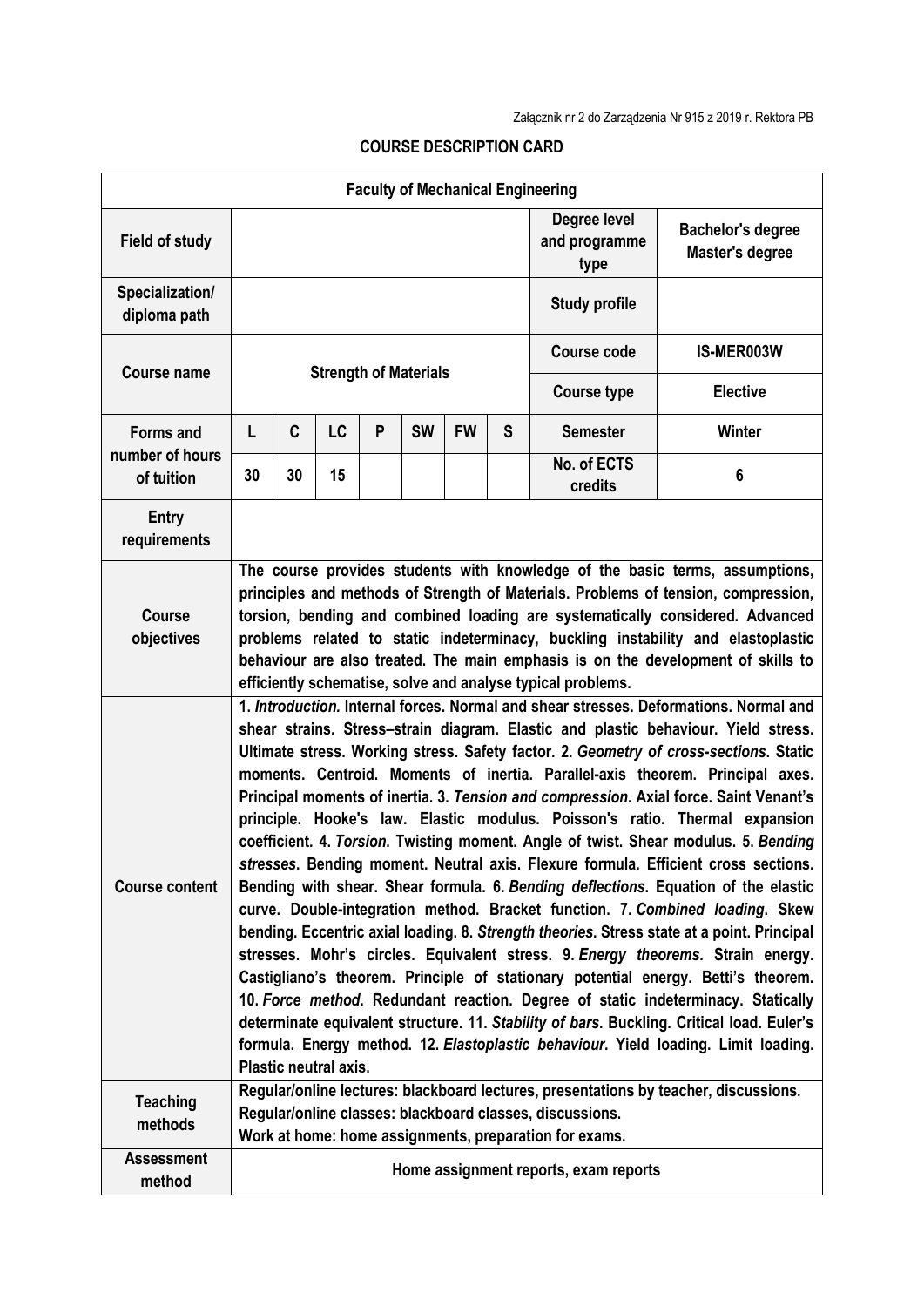Załącznik nr 2 do Zarządzenia Nr 915 z 2019 r. Rektora PB

# COURSE DESCRIPTION CARD

| **Faculty of Mechanical Engineering** | | | | | | | | | |
|---|---|---|---|---|---|---|---|---|---|
| **Field of study** | | | | | | | | **Degree level and programme type** | **Bachelor's degree Master's degree** |
| **Specialization/ diploma path** | | | | | | | | **Study profile** | |
| **Course name** | **Strength of Materials** | | | | | | | **Course code** | **IS-MER003W** |
| | | | | | | | | **Course type** | **Elective** |
| **Forms and number of hours of tuition** | **L** | **C** | **LC** | **P** | **SW** | **FW** | **S** | **Semester** | **Winter** |
| | **30** | **30** | **15** | | | | | **No. of ECTS credits** | **6** |
| **Entry requirements** | | | | | | | | | |
| **Course objectives** | **The course provides students with knowledge of the basic terms, assumptions, principles and methods of Strength of Materials. Problems of tension, compression, torsion, bending and combined loading are systematically considered. Advanced problems related to static indeterminacy, buckling instability and elastoplastic behaviour are also treated. The main emphasis is on the development of skills to efficiently schematise, solve and analyse typical problems.** | | | | | | | | |
| **Course content** | **1. *Introduction.* Internal forces. Normal and shear stresses. Deformations. Normal and shear strains. Stress–strain diagram. Elastic and plastic behaviour. Yield stress. Ultimate stress. Working stress. Safety factor. 2. *Geometry of cross-sections.* Static moments. Centroid. Moments of inertia. Parallel-axis theorem. Principal axes. Principal moments of inertia. 3. *Tension and compression.* Axial force. Saint Venant's principle. Hooke's law. Elastic modulus. Poisson's ratio. Thermal expansion coefficient. 4. *Torsion.* Twisting moment. Angle of twist. Shear modulus. 5. *Bending stresses.* Bending moment. Neutral axis. Flexure formula. Efficient cross sections. Bending with shear. Shear formula. 6. *Bending deflections.* Equation of the elastic curve. Double-integration method. Bracket function. 7. *Combined loading.* Skew bending. Eccentric axial loading. 8. *Strength theories.* Stress state at a point. Principal stresses. Mohr's circles. Equivalent stress. 9. *Energy theorems.* Strain energy. Castigliano's theorem. Principle of stationary potential energy. Betti's theorem. 10. *Force method.* Redundant reaction. Degree of static indeterminacy. Statically determinate equivalent structure. 11. *Stability of bars.* Buckling. Critical load. Euler's formula. Energy method. 12. *Elastoplastic behaviour.* Yield loading. Limit loading. Plastic neutral axis.** | | | | | | | | |
| **Teaching methods** | **Regular/online lectures: blackboard lectures, presentations by teacher, discussions. Regular/online classes: blackboard classes, discussions. Work at home: home assignments, preparation for exams.** | | | | | | | | |
| **Assessment method** | **Home assignment reports, exam reports** | | | | | | | | |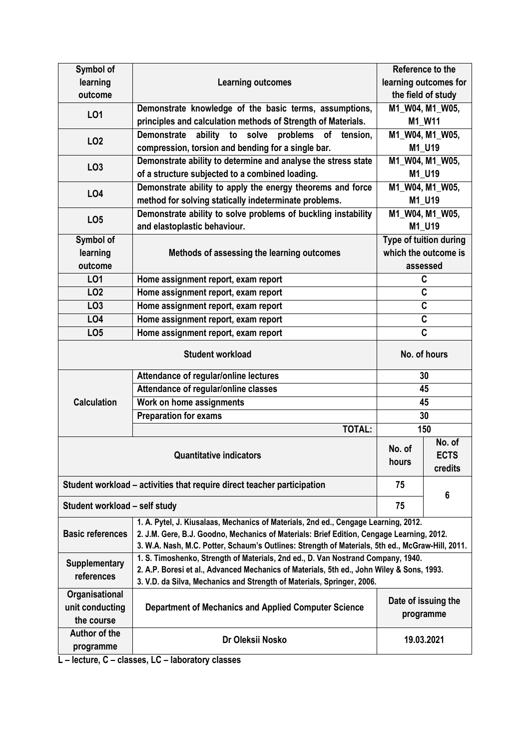| Symbol of learning outcome | Learning outcomes | Reference to the learning outcomes for the field of study | |
|---|---|---|---|
| LO1 | Demonstrate knowledge of the basic terms, assumptions, principles and calculation methods of Strength of Materials. | M1_W04, M1_W05, M1_W11 | |
| LO2 | Demonstrate ability to solve problems of tension, compression, torsion and bending for a single bar. | M1_W04, M1_W05, M1_U19 | |
| LO3 | Demonstrate ability to determine and analyse the stress state of a structure subjected to a combined loading. | M1_W04, M1_W05, M1_U19 | |
| LO4 | Demonstrate ability to apply the energy theorems and force method for solving statically indeterminate problems. | M1_W04, M1_W05, M1_U19 | |
| LO5 | Demonstrate ability to solve problems of buckling instability and elastoplastic behaviour. | M1_W04, M1_W05, M1_U19 | |
| **Symbol of learning outcome** | **Methods of assessing the learning outcomes** | **Type of tuition during which the outcome is assessed** | |
| LO1 | Home assignment report, exam report | C | |
| LO2 | Home assignment report, exam report | C | |
| LO3 | Home assignment report, exam report | C | |
| LO4 | Home assignment report, exam report | C | |
| LO5 | Home assignment report, exam report | C | |
| **Student workload** | | **No. of hours** | |
| Calculation | Attendance of regular/online lectures | 30 | |
| | Attendance of regular/online classes | 45 | |
| | Work on home assignments | 45 | |
| | Preparation for exams | 30 | |
| | TOTAL: | 150 | |
| **Quantitative indicators** | | **No. of hours** | **No. of ECTS credits** |
| Student workload – activities that require direct teacher participation | | 75 | 6 |
| Student workload – self study | | 75 | |
| Basic references | 1. A. Pytel, J. Kiusalaas, Mechanics of Materials, 2nd ed., Cengage Learning, 2012.<br>2. J.M. Gere, B.J. Goodno, Mechanics of Materials: Brief Edition, Cengage Learning, 2012.<br>3. W.A. Nash, M.C. Potter, Schaum's Outlines: Strength of Materials, 5th ed., McGraw-Hill, 2011. | | |
| Supplementary references | 1. S. Timoshenko, Strength of Materials, 2nd ed., D. Van Nostrand Company, 1940.<br>2. A.P. Boresi et al., Advanced Mechanics of Materials, 5th ed., John Wiley & Sons, 1993.<br>3. V.D. da Silva, Mechanics and Strength of Materials, Springer, 2006. | | |
| Organisational unit conducting the course | Department of Mechanics and Applied Computer Science | Date of issuing the programme | |
| Author of the programme | Dr Oleksii Nosko | 19.03.2021 | |

**L – lecture, C – classes, LC – laboratory classes**